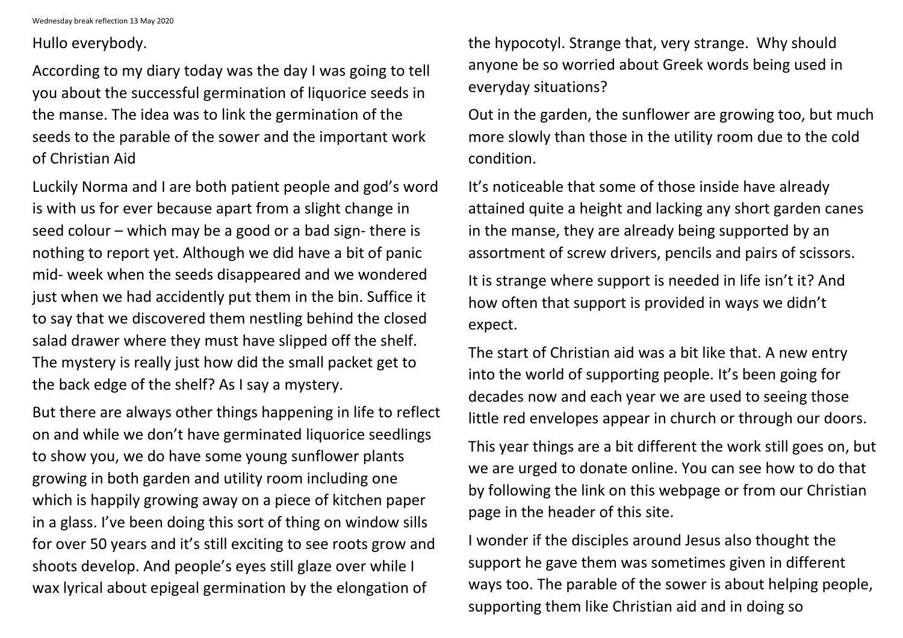Wednesday break reflection 13 May 2020

Hullo everybody.

According to my diary today was the day I was going to tell you about the successful germination of liquorice seeds in the manse. The idea was to link the germination of the seeds to the parable of the sower and the important work of Christian Aid

Luckily Norma and I are both patient people and god's word is with us for ever because apart from a slight change in seed colour – which may be a good or a bad sign- there is nothing to report yet. Although we did have a bit of panic mid- week when the seeds disappeared and we wondered just when we had accidently put them in the bin. Suffice it to say that we discovered them nestling behind the closed salad drawer where they must have slipped off the shelf. The mystery is really just how did the small packet get to the back edge of the shelf? As I say a mystery.

But there are always other things happening in life to reflect on and while we don't have germinated liquorice seedlings to show you, we do have some young sunflower plants growing in both garden and utility room including one which is happily growing away on a piece of kitchen paper in a glass. I've been doing this sort of thing on window sills for over 50 years and it's still exciting to see roots grow and shoots develop. And people's eyes still glaze over while I wax lyrical about epigeal germination by the elongation of the hypocotyl. Strange that, very strange. Why should anyone be so worried about Greek words being used in everyday situations?

Out in the garden, the sunflower are growing too, but much more slowly than those in the utility room due to the cold condition.

It's noticeable that some of those inside have already attained quite a height and lacking any short garden canes in the manse, they are already being supported by an assortment of screw drivers, pencils and pairs of scissors.

It is strange where support is needed in life isn't it? And how often that support is provided in ways we didn't expect.

The start of Christian aid was a bit like that. A new entry into the world of supporting people. It's been going for decades now and each year we are used to seeing those little red envelopes appear in church or through our doors.

This year things are a bit different the work still goes on, but we are urged to donate online. You can see how to do that by following the link on this webpage or from our Christian page in the header of this site.

I wonder if the disciples around Jesus also thought the support he gave them was sometimes given in different ways too. The parable of the sower is about helping people, supporting them like Christian aid and in doing so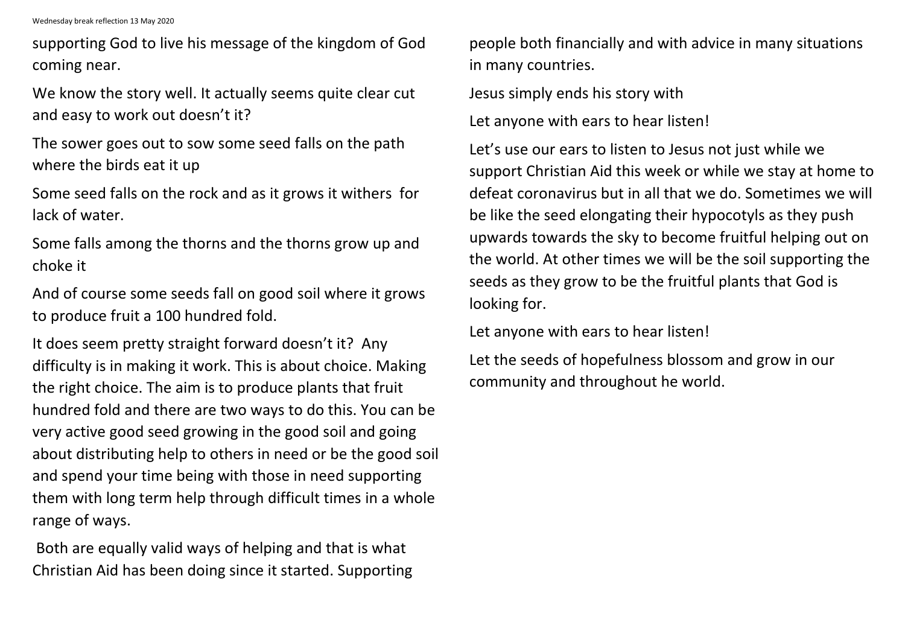supporting God to live his message of the kingdom of God coming near.

We know the story well. It actually seems quite clear cut and easy to work out doesn't it?

The sower goes out to sow some seed falls on the path where the birds eat it up

Some seed falls on the rock and as it grows it withers  for lack of water.

Some falls among the thorns and the thorns grow up and choke it

And of course some seeds fall on good soil where it grows to produce fruit a 100 hundred fold.

It does seem pretty straight forward doesn't it?  Any difficulty is in making it work. This is about choice. Making the right choice. The aim is to produce plants that fruit hundred fold and there are two ways to do this. You can be very active good seed growing in the good soil and going about distributing help to others in need or be the good soil and spend your time being with those in need supporting them with long term help through difficult times in a whole range of ways.

Both are equally valid ways of helping and that is what Christian Aid has been doing since it started. Supporting people both financially and with advice in many situations in many countries.

Jesus simply ends his story with

Let anyone with ears to hear listen!

Let's use our ears to listen to Jesus not just while we support Christian Aid this week or while we stay at home to defeat coronavirus but in all that we do. Sometimes we will be like the seed elongating their hypocotyls as they push upwards towards the sky to become fruitful helping out on the world. At other times we will be the soil supporting the seeds as they grow to be the fruitful plants that God is looking for.

Let anyone with ears to hear listen!

Let the seeds of hopefulness blossom and grow in our community and throughout he world.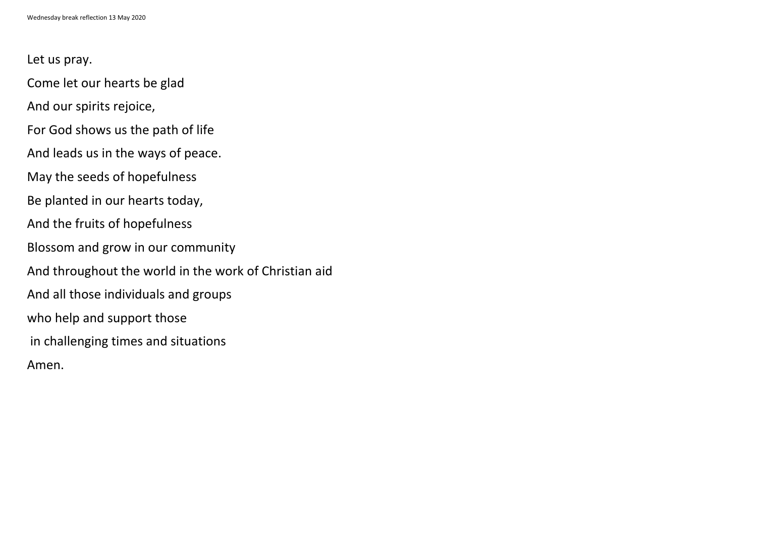Let us pray.

Come let our hearts be glad

And our spirits rejoice,

For God shows us the path of life

And leads us in the ways of peace.

May the seeds of hopefulness

Be planted in our hearts today,

And the fruits of hopefulness

Blossom and grow in our community

And throughout the world in the work of Christian aid

And all those individuals and groups

who help and support those

in challenging times and situations

Amen.